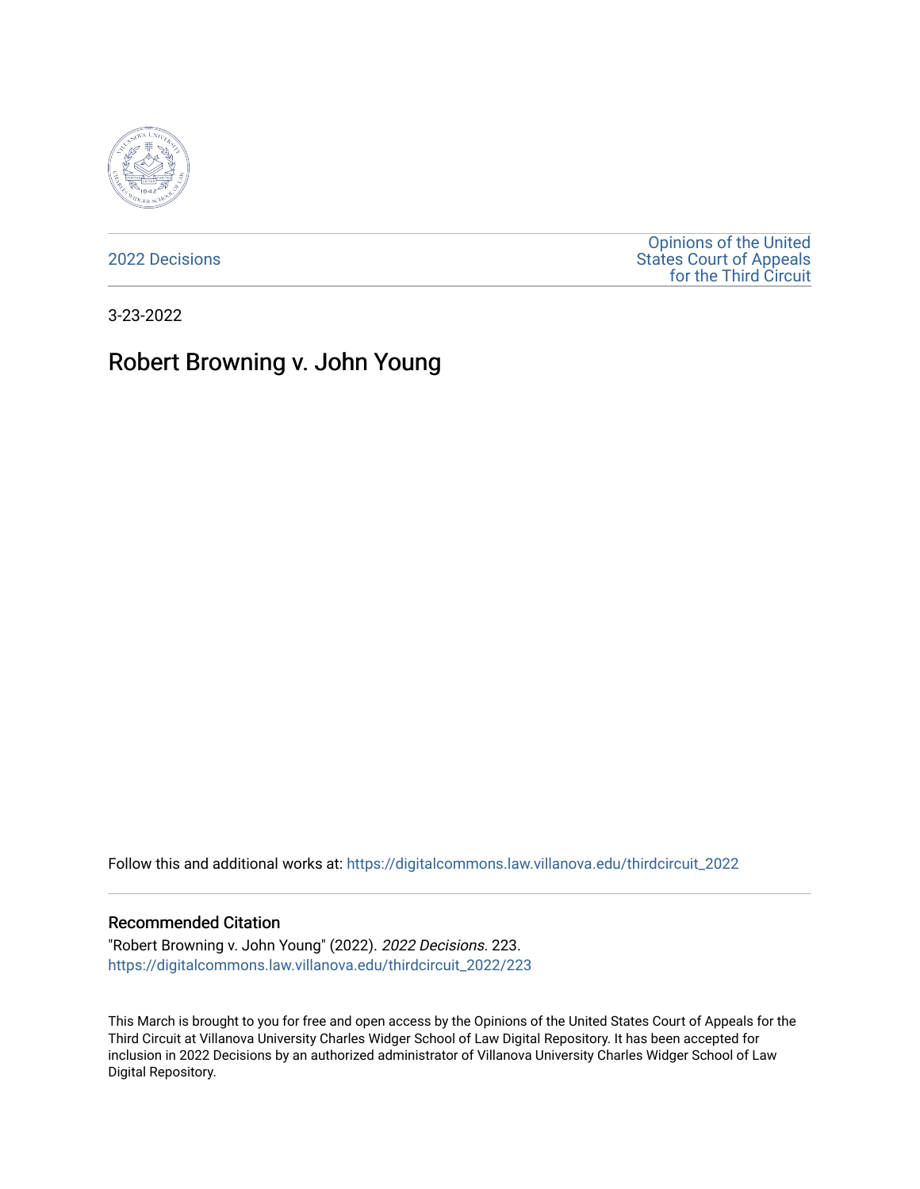2022 Decisions

Opinions of the United States Court of Appeals for the Third Circuit

3-23-2022

# Robert Browning v. John Young

Follow this and additional works at: https://digitalcommons.law.villanova.edu/thirdcircuit_2022

## Recommended Citation

"Robert Browning v. John Young" (2022). *2022 Decisions*. 223.
https://digitalcommons.law.villanova.edu/thirdcircuit_2022/223

This March is brought to you for free and open access by the Opinions of the United States Court of Appeals for the Third Circuit at Villanova University Charles Widger School of Law Digital Repository. It has been accepted for inclusion in 2022 Decisions by an authorized administrator of Villanova University Charles Widger School of Law Digital Repository.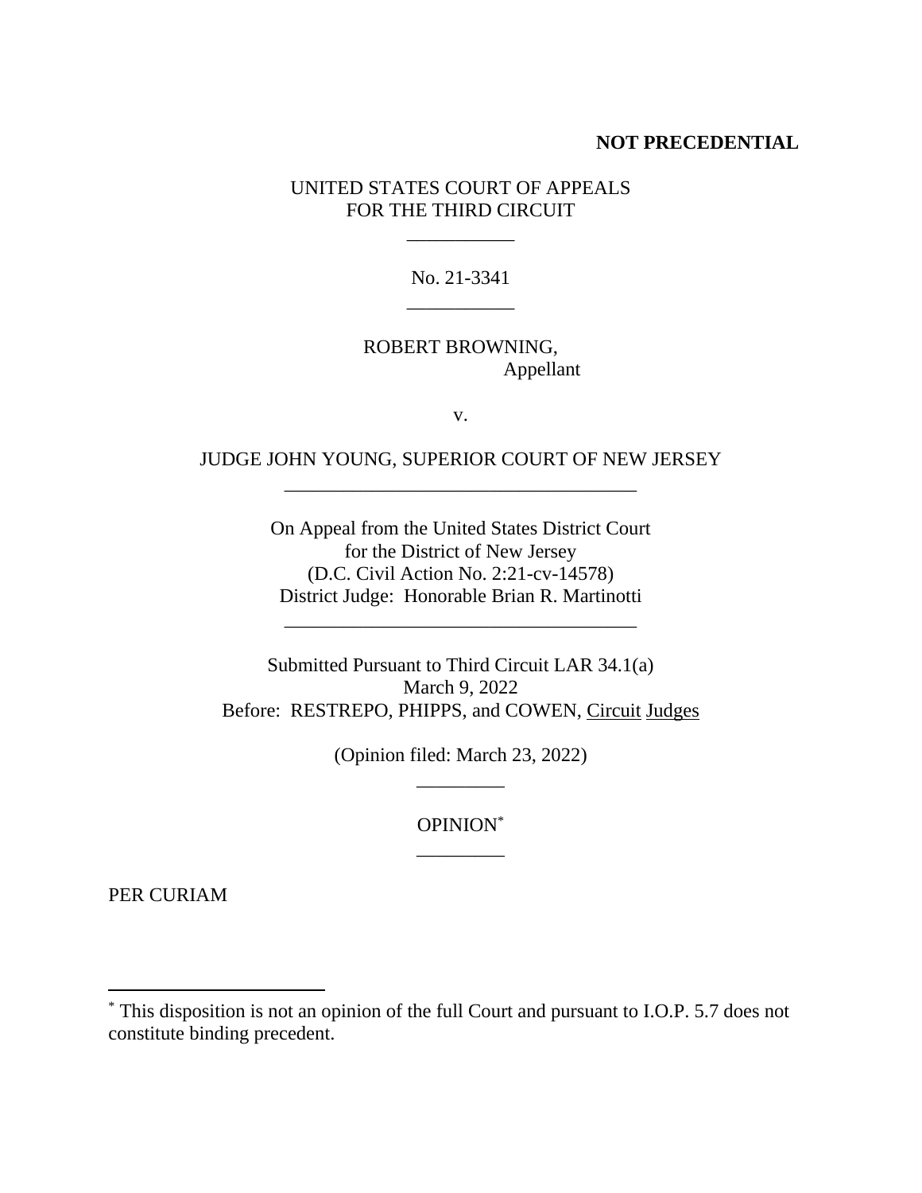**NOT PRECEDENTIAL**

UNITED STATES COURT OF APPEALS
FOR THE THIRD CIRCUIT

---

No. 21-3341

---

ROBERT BROWNING,
Appellant

v.

JUDGE JOHN YOUNG, SUPERIOR COURT OF NEW JERSEY

---

On Appeal from the United States District Court
for the District of New Jersey
(D.C. Civil Action No. 2:21-cv-14578)
District Judge: Honorable Brian R. Martinotti

---

Submitted Pursuant to Third Circuit LAR 34.1(a)
March 9, 2022
Before: RESTREPO, PHIPPS, and COWEN, Circuit Judges

(Opinion filed: March 23, 2022)

---

OPINION*

---

PER CURIAM

---

\* This disposition is not an opinion of the full Court and pursuant to I.O.P. 5.7 does not constitute binding precedent.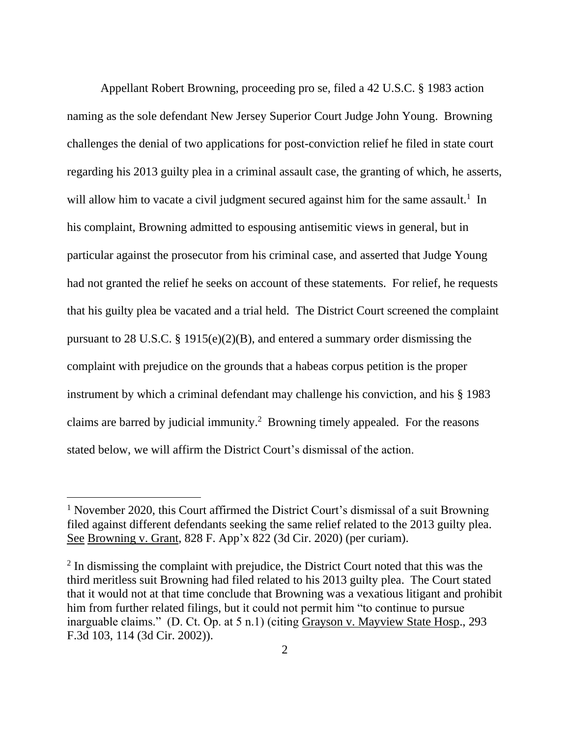Appellant Robert Browning, proceeding pro se, filed a 42 U.S.C. § 1983 action naming as the sole defendant New Jersey Superior Court Judge John Young. Browning challenges the denial of two applications for post-conviction relief he filed in state court regarding his 2013 guilty plea in a criminal assault case, the granting of which, he asserts, will allow him to vacate a civil judgment secured against him for the same assault.[1] In his complaint, Browning admitted to espousing antisemitic views in general, but in particular against the prosecutor from his criminal case, and asserted that Judge Young had not granted the relief he seeks on account of these statements. For relief, he requests that his guilty plea be vacated and a trial held. The District Court screened the complaint pursuant to 28 U.S.C. § 1915(e)(2)(B), and entered a summary order dismissing the complaint with prejudice on the grounds that a habeas corpus petition is the proper instrument by which a criminal defendant may challenge his conviction, and his § 1983 claims are barred by judicial immunity.[2] Browning timely appealed. For the reasons stated below, we will affirm the District Court's dismissal of the action.

---

[1] November 2020, this Court affirmed the District Court's dismissal of a suit Browning filed against different defendants seeking the same relief related to the 2013 guilty plea. See Browning v. Grant, 828 F. App'x 822 (3d Cir. 2020) (per curiam).

[2] In dismissing the complaint with prejudice, the District Court noted that this was the third meritless suit Browning had filed related to his 2013 guilty plea. The Court stated that it would not at that time conclude that Browning was a vexatious litigant and prohibit him from further related filings, but it could not permit him "to continue to pursue inarguable claims." (D. Ct. Op. at 5 n.1) (citing Grayson v. Mayview State Hosp., 293 F.3d 103, 114 (3d Cir. 2002)).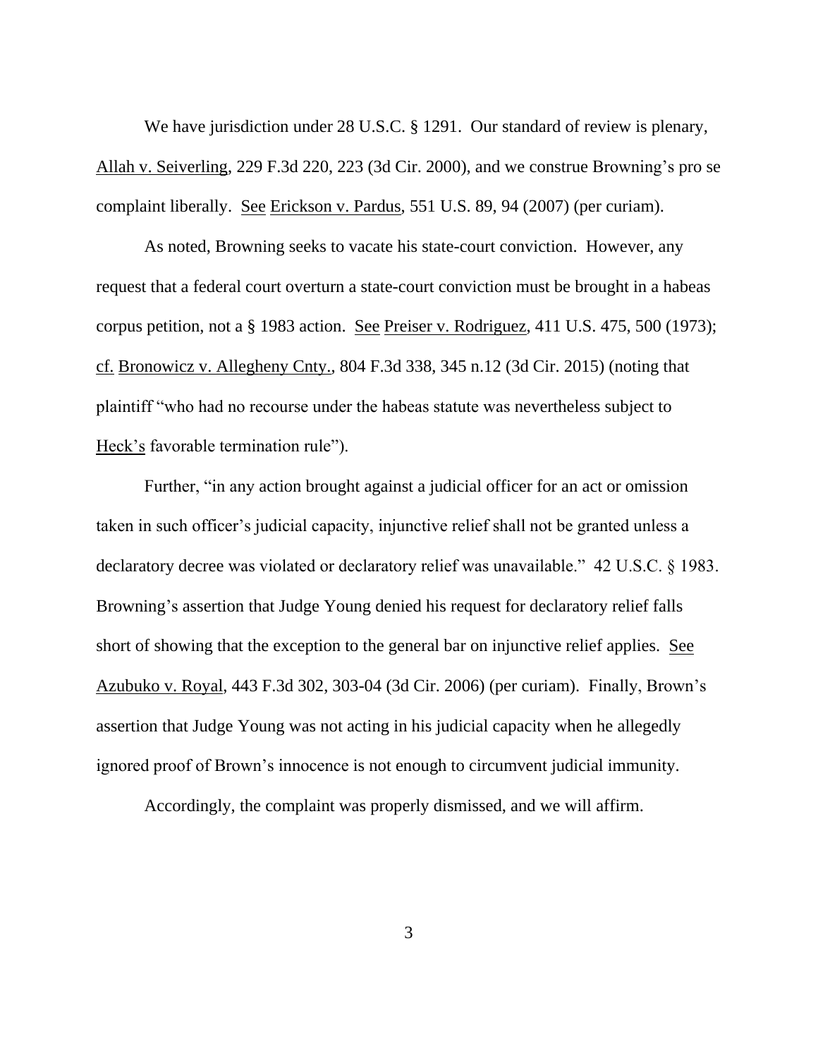We have jurisdiction under 28 U.S.C. § 1291. Our standard of review is plenary, Allah v. Seiverling, 229 F.3d 220, 223 (3d Cir. 2000), and we construe Browning's pro se complaint liberally. See Erickson v. Pardus, 551 U.S. 89, 94 (2007) (per curiam).

As noted, Browning seeks to vacate his state-court conviction. However, any request that a federal court overturn a state-court conviction must be brought in a habeas corpus petition, not a § 1983 action. See Preiser v. Rodriguez, 411 U.S. 475, 500 (1973); cf. Bronowicz v. Allegheny Cnty., 804 F.3d 338, 345 n.12 (3d Cir. 2015) (noting that plaintiff "who had no recourse under the habeas statute was nevertheless subject to Heck's favorable termination rule").

Further, "in any action brought against a judicial officer for an act or omission taken in such officer's judicial capacity, injunctive relief shall not be granted unless a declaratory decree was violated or declaratory relief was unavailable." 42 U.S.C. § 1983. Browning's assertion that Judge Young denied his request for declaratory relief falls short of showing that the exception to the general bar on injunctive relief applies. See Azubuko v. Royal, 443 F.3d 302, 303-04 (3d Cir. 2006) (per curiam). Finally, Brown's assertion that Judge Young was not acting in his judicial capacity when he allegedly ignored proof of Brown's innocence is not enough to circumvent judicial immunity.

Accordingly, the complaint was properly dismissed, and we will affirm.